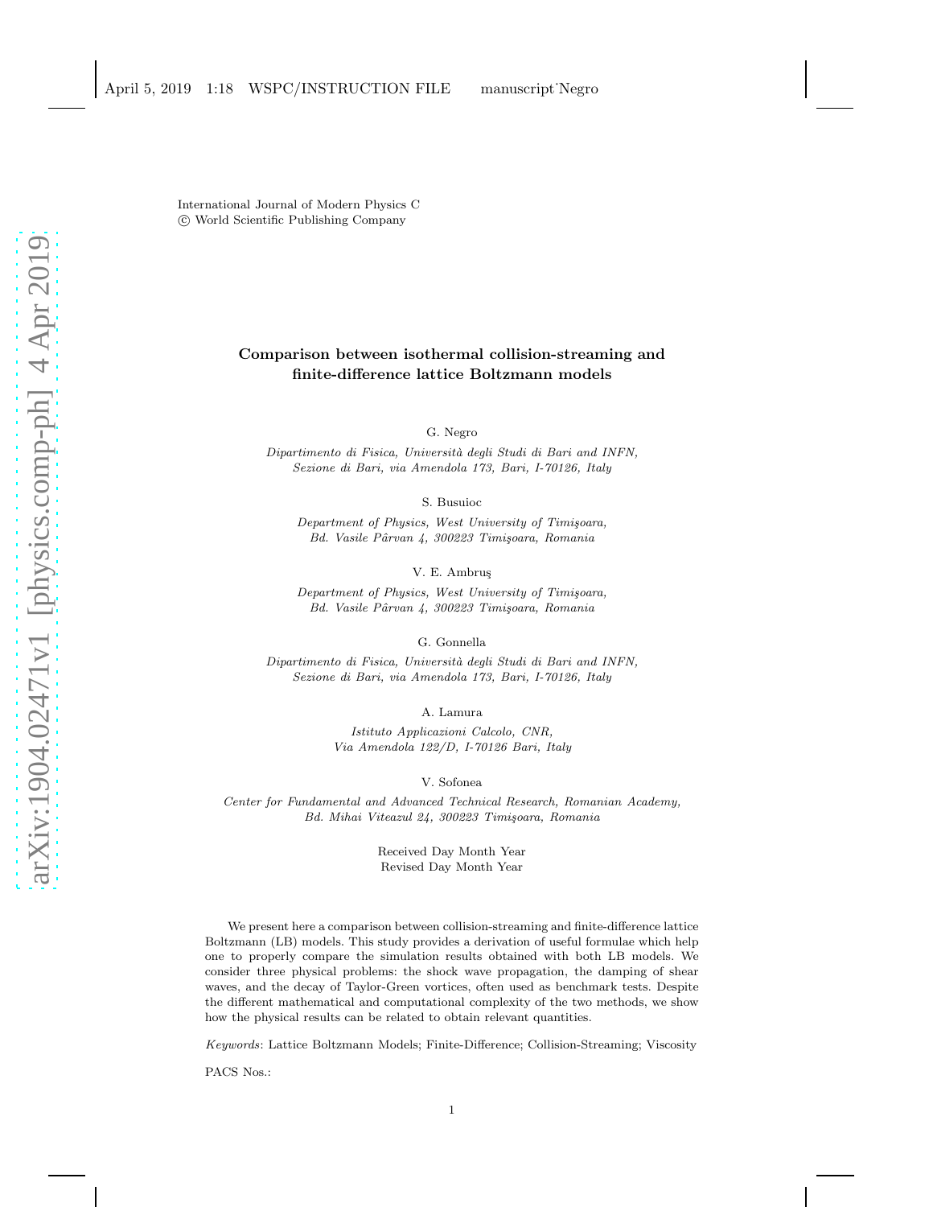International Journal of Modern Physics C
© World Scientific Publishing Company

# Comparison between isothermal collision-streaming and finite-difference lattice Boltzmann models

G. Negro

*Dipartimento di Fisica, Università degli Studi di Bari and INFN, Sezione di Bari, via Amendola 173, Bari, I-70126, Italy*

S. Busuioc

*Department of Physics, West University of Timişoara, Bd. Vasile Pârvan 4, 300223 Timişoara, Romania*

V. E. Ambruş

*Department of Physics, West University of Timişoara, Bd. Vasile Pârvan 4, 300223 Timişoara, Romania*

G. Gonnella

*Dipartimento di Fisica, Università degli Studi di Bari and INFN, Sezione di Bari, via Amendola 173, Bari, I-70126, Italy*

A. Lamura

*Istituto Applicazioni Calcolo, CNR, Via Amendola 122/D, I-70126 Bari, Italy*

V. Sofonea

*Center for Fundamental and Advanced Technical Research, Romanian Academy, Bd. Mihai Viteazul 24, 300223 Timişoara, Romania*

Received Day Month Year
Revised Day Month Year

We present here a comparison between collision-streaming and finite-difference lattice Boltzmann (LB) models. This study provides a derivation of useful formulae which help one to properly compare the simulation results obtained with both LB models. We consider three physical problems: the shock wave propagation, the damping of shear waves, and the decay of Taylor-Green vortices, often used as benchmark tests. Despite the different mathematical and computational complexity of the two methods, we show how the physical results can be related to obtain relevant quantities.

*Keywords*: Lattice Boltzmann Models; Finite-Difference; Collision-Streaming; Viscosity

PACS Nos.: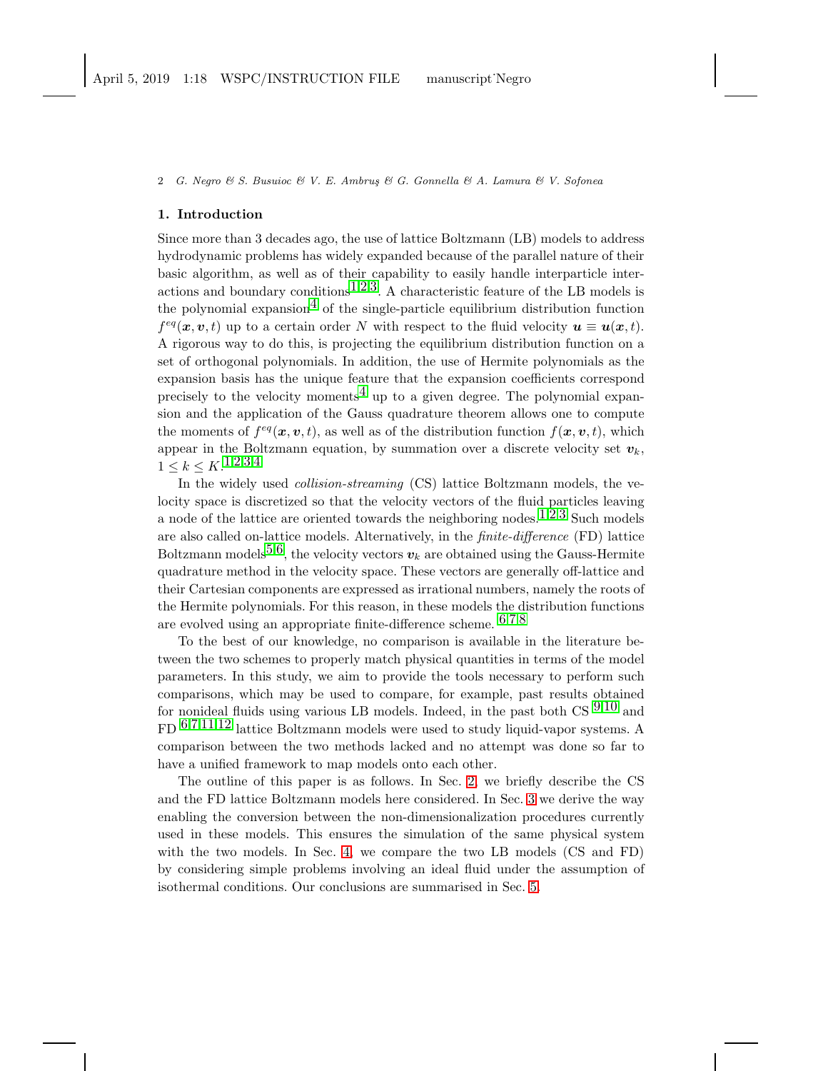## 1. Introduction

Since more than 3 decades ago, the use of lattice Boltzmann (LB) models to address hydrodynamic problems has widely expanded because of the parallel nature of their basic algorithm, as well as of their capability to easily handle interparticle interactions and boundary conditions[1,2,3]. A characteristic feature of the LB models is the polynomial expansion[4] of the single-particle equilibrium distribution function $f^{eq}(\boldsymbol{x}, \boldsymbol{v}, t)$ up to a certain order $N$ with respect to the fluid velocity $\boldsymbol{u} \equiv \boldsymbol{u}(\boldsymbol{x}, t)$. A rigorous way to do this, is projecting the equilibrium distribution function on a set of orthogonal polynomials. In addition, the use of Hermite polynomials as the expansion basis has the unique feature that the expansion coefficients correspond precisely to the velocity moments[4] up to a given degree. The polynomial expansion and the application of the Gauss quadrature theorem allows one to compute the moments of $f^{eq}(\boldsymbol{x}, \boldsymbol{v}, t)$, as well as of the distribution function $f(\boldsymbol{x}, \boldsymbol{v}, t)$, which appear in the Boltzmann equation, by summation over a discrete velocity set $\boldsymbol{v}_k$, $1 \le k \le K$.[1,2,3,4]

In the widely used *collision-streaming* (CS) lattice Boltzmann models, the velocity space is discretized so that the velocity vectors of the fluid particles leaving a node of the lattice are oriented towards the neighboring nodes.[1,2,3] Such models are also called on-lattice models. Alternatively, in the *finite-difference* (FD) lattice Boltzmann models[5,6], the velocity vectors $\boldsymbol{v}_k$ are obtained using the Gauss-Hermite quadrature method in the velocity space. These vectors are generally off-lattice and their Cartesian components are expressed as irrational numbers, namely the roots of the Hermite polynomials. For this reason, in these models the distribution functions are evolved using an appropriate finite-difference scheme. [6,7,8]

To the best of our knowledge, no comparison is available in the literature between the two schemes to properly match physical quantities in terms of the model parameters. In this study, we aim to provide the tools necessary to perform such comparisons, which may be used to compare, for example, past results obtained for nonideal fluids using various LB models. Indeed, in the past both CS [9,10] and FD [6,7,11,12] lattice Boltzmann models were used to study liquid-vapor systems. A comparison between the two methods lacked and no attempt was done so far to have a unified framework to map models onto each other.

The outline of this paper is as follows. In Sec. 2, we briefly describe the CS and the FD lattice Boltzmann models here considered. In Sec. 3 we derive the way enabling the conversion between the non-dimensionalization procedures currently used in these models. This ensures the simulation of the same physical system with the two models. In Sec. 4, we compare the two LB models (CS and FD) by considering simple problems involving an ideal fluid under the assumption of isothermal conditions. Our conclusions are summarised in Sec. 5.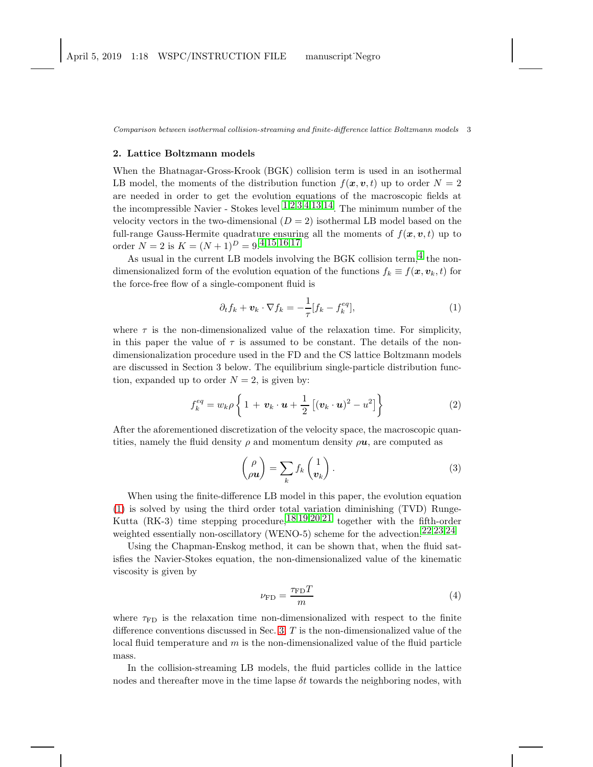## 2. Lattice Boltzmann models

When the Bhatnagar-Gross-Krook (BGK) collision term is used in an isothermal LB model, the moments of the distribution function $f(\boldsymbol{x}, \boldsymbol{v}, t)$ up to order $N = 2$ are needed in order to get the evolution equations of the macroscopic fields at the incompressible Navier - Stokes level [1,2,3,4,13,14]. The minimum number of the velocity vectors in the two-dimensional ($D = 2$) isothermal LB model based on the full-range Gauss-Hermite quadrature ensuring all the moments of $f(\boldsymbol{x}, \boldsymbol{v}, t)$ up to order $N = 2$ is $K = (N+1)^D = 9$.[4,15,16,17]

As usual in the current LB models involving the BGK collision term,[4] the non-dimensionalized form of the evolution equation of the functions $f_k \equiv f(\boldsymbol{x}, \boldsymbol{v}_k, t)$ for the force-free flow of a single-component fluid is

$$\partial_t f_k + \boldsymbol{v}_k \cdot \nabla f_k = -\frac{1}{\tau}[f_k - f_k^{eq}], \tag{1}$$

where $\tau$ is the non-dimensionalized value of the relaxation time. For simplicity, in this paper the value of $\tau$ is assumed to be constant. The details of the non-dimensionalization procedure used in the FD and the CS lattice Boltzmann models are discussed in Section 3 below. The equilibrium single-particle distribution function, expanded up to order $N = 2$, is given by:

$$f_k^{eq} = w_k \rho \left\{ 1 + \boldsymbol{v}_k \cdot \boldsymbol{u} + \frac{1}{2}\left[ (\boldsymbol{v}_k \cdot \boldsymbol{u})^2 - u^2 \right] \right\} \tag{2}$$

After the aforementioned discretization of the velocity space, the macroscopic quantities, namely the fluid density $\rho$ and momentum density $\rho\boldsymbol{u}$, are computed as

$$\begin{pmatrix} \rho \\ \rho\boldsymbol{u} \end{pmatrix} = \sum_k f_k \begin{pmatrix} 1 \\ \boldsymbol{v}_k \end{pmatrix}. \tag{3}$$

When using the finite-difference LB model in this paper, the evolution equation (1) is solved by using the third order total variation diminishing (TVD) Runge-Kutta (RK-3) time stepping procedure,[18,19,20,21] together with the fifth-order weighted essentially non-oscillatory (WENO-5) scheme for the advection.[22,23,24]

Using the Chapman-Enskog method, it can be shown that, when the fluid satisfies the Navier-Stokes equation, the non-dimensionalized value of the kinematic viscosity is given by

$$\nu_{\rm FD} = \frac{\tau_{\rm FD} T}{m} \tag{4}$$

where $\tau_{\rm FD}$ is the relaxation time non-dimensionalized with respect to the finite difference conventions discussed in Sec. 3, $T$ is the non-dimensionalized value of the local fluid temperature and $m$ is the non-dimensionalized value of the fluid particle mass.

In the collision-streaming LB models, the fluid particles collide in the lattice nodes and thereafter move in the time lapse $\delta t$ towards the neighboring nodes, with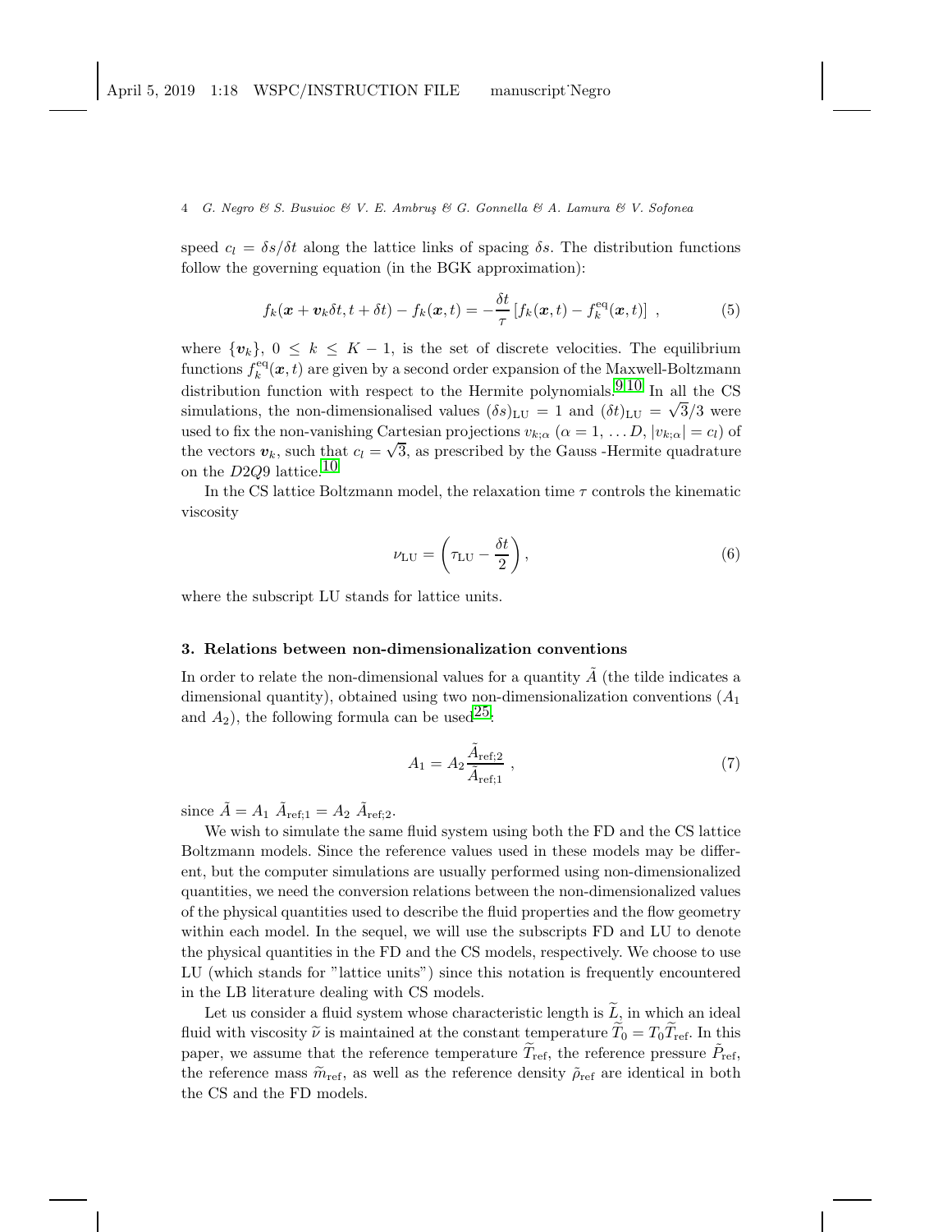speed $c_l = \delta s/\delta t$ along the lattice links of spacing $\delta s$. The distribution functions follow the governing equation (in the BGK approximation):

$$f_k(\boldsymbol{x} + \boldsymbol{v}_k \delta t, t + \delta t) - f_k(\boldsymbol{x}, t) = -\frac{\delta t}{\tau} \left[ f_k(\boldsymbol{x}, t) - f_k^{\mathrm{eq}}(\boldsymbol{x}, t) \right] , \tag{5}$$

where $\{\boldsymbol{v}_k\}$, $0 \le k \le K-1$, is the set of discrete velocities. The equilibrium functions $f_k^{\mathrm{eq}}(\boldsymbol{x}, t)$ are given by a second order expansion of the Maxwell-Boltzmann distribution function with respect to the Hermite polynomials.[9,10] In all the CS simulations, the non-dimensionalised values $(\delta s)_{\mathrm{LU}} = 1$ and $(\delta t)_{\mathrm{LU}} = \sqrt{3}/3$ were used to fix the non-vanishing Cartesian projections $v_{k;\alpha}$ ($\alpha = 1, \dots D$, $|v_{k;\alpha}| = c_l$) of the vectors $\boldsymbol{v}_k$, such that $c_l = \sqrt{3}$, as prescribed by the Gauss -Hermite quadrature on the $D2Q9$ lattice.[10]

In the CS lattice Boltzmann model, the relaxation time $\tau$ controls the kinematic viscosity

$$\nu_{\mathrm{LU}} = \left( \tau_{\mathrm{LU}} - \frac{\delta t}{2} \right), \tag{6}$$

where the subscript LU stands for lattice units.

## 3. Relations between non-dimensionalization conventions

In order to relate the non-dimensional values for a quantity $\tilde{A}$ (the tilde indicates a dimensional quantity), obtained using two non-dimensionalization conventions ($A_1$ and $A_2$), the following formula can be used[25]:

$$A_1 = A_2 \frac{\tilde{A}_{\mathrm{ref};2}}{\tilde{A}_{\mathrm{ref};1}} , \tag{7}$$

since $\tilde{A} = A_1 \; \tilde{A}_{\mathrm{ref};1} = A_2 \; \tilde{A}_{\mathrm{ref};2}$.

We wish to simulate the same fluid system using both the FD and the CS lattice Boltzmann models. Since the reference values used in these models may be different, but the computer simulations are usually performed using non-dimensionalized quantities, we need the conversion relations between the non-dimensionalized values of the physical quantities used to describe the fluid properties and the flow geometry within each model. In the sequel, we will use the subscripts FD and LU to denote the physical quantities in the FD and the CS models, respectively. We choose to use LU (which stands for "lattice units") since this notation is frequently encountered in the LB literature dealing with CS models.

Let us consider a fluid system whose characteristic length is $\widetilde{L}$, in which an ideal fluid with viscosity $\widetilde{\nu}$ is maintained at the constant temperature $\widetilde{T}_0 = T_0 \widetilde{T}_{\mathrm{ref}}$. In this paper, we assume that the reference temperature $\widetilde{T}_{\mathrm{ref}}$, the reference pressure $\tilde{P}_{\mathrm{ref}}$, the reference mass $\widetilde{m}_{\mathrm{ref}}$, as well as the reference density $\tilde{\rho}_{\mathrm{ref}}$ are identical in both the CS and the FD models.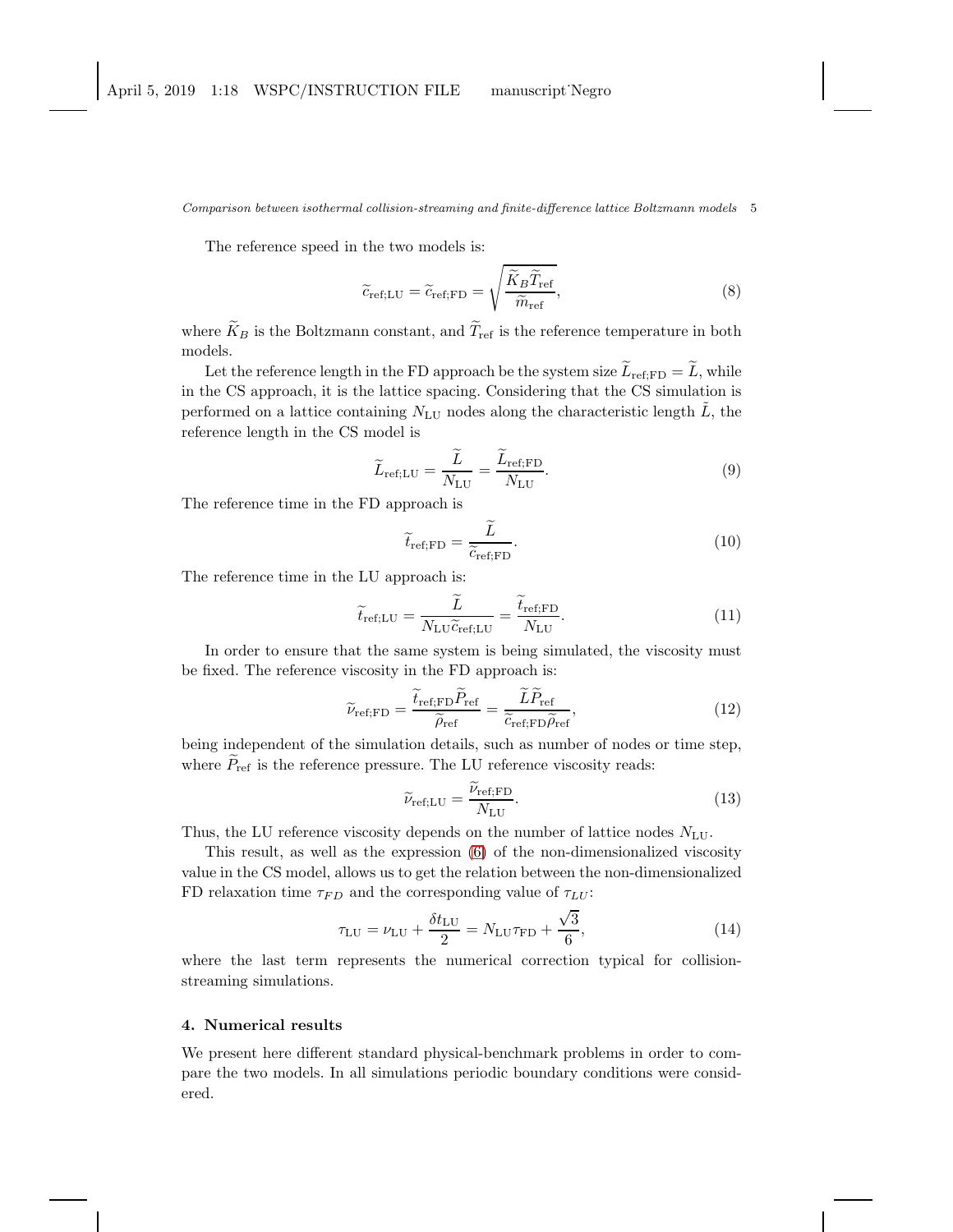The reference speed in the two models is:

$$\widetilde{c}_{\mathrm{ref;LU}} = \widetilde{c}_{\mathrm{ref;FD}} = \sqrt{\frac{\widetilde{K}_B \widetilde{T}_{\mathrm{ref}}}{\widetilde{m}_{\mathrm{ref}}}}, \tag{8}$$

where $\widetilde{K}_B$ is the Boltzmann constant, and $\widetilde{T}_{\mathrm{ref}}$ is the reference temperature in both models.

Let the reference length in the FD approach be the system size $\widetilde{L}_{\mathrm{ref;FD}} = \widetilde{L}$, while in the CS approach, it is the lattice spacing. Considering that the CS simulation is performed on a lattice containing $N_{\mathrm{LU}}$ nodes along the characteristic length $\tilde{L}$, the reference length in the CS model is

$$\widetilde{L}_{\mathrm{ref;LU}} = \frac{\widetilde{L}}{N_{\mathrm{LU}}} = \frac{\widetilde{L}_{\mathrm{ref;FD}}}{N_{\mathrm{LU}}}. \tag{9}$$

The reference time in the FD approach is

$$\widetilde{t}_{\mathrm{ref;FD}} = \frac{\widetilde{L}}{\widetilde{c}_{\mathrm{ref;FD}}}. \tag{10}$$

The reference time in the LU approach is:

$$\widetilde{t}_{\mathrm{ref;LU}} = \frac{\widetilde{L}}{N_{\mathrm{LU}} \widetilde{c}_{\mathrm{ref;LU}}} = \frac{\widetilde{t}_{\mathrm{ref;FD}}}{N_{\mathrm{LU}}}. \tag{11}$$

In order to ensure that the same system is being simulated, the viscosity must be fixed. The reference viscosity in the FD approach is:

$$\widetilde{\nu}_{\mathrm{ref;FD}} = \frac{\widetilde{t}_{\mathrm{ref;FD}} \widetilde{P}_{\mathrm{ref}}}{\widetilde{\rho}_{\mathrm{ref}}} = \frac{\widetilde{L} \widetilde{P}_{\mathrm{ref}}}{\widetilde{c}_{\mathrm{ref;FD}} \widetilde{\rho}_{\mathrm{ref}}}, \tag{12}$$

being independent of the simulation details, such as number of nodes or time step, where $\widetilde{P}_{\mathrm{ref}}$ is the reference pressure. The LU reference viscosity reads:

$$\widetilde{\nu}_{\mathrm{ref;LU}} = \frac{\widetilde{\nu}_{\mathrm{ref;FD}}}{N_{\mathrm{LU}}}. \tag{13}$$

Thus, the LU reference viscosity depends on the number of lattice nodes $N_{\mathrm{LU}}$.

This result, as well as the expression (6) of the non-dimensionalized viscosity value in the CS model, allows us to get the relation between the non-dimensionalized FD relaxation time $\tau_{FD}$ and the corresponding value of $\tau_{LU}$:

$$\tau_{\mathrm{LU}} = \nu_{\mathrm{LU}} + \frac{\delta t_{\mathrm{LU}}}{2} = N_{\mathrm{LU}} \tau_{\mathrm{FD}} + \frac{\sqrt{3}}{6}, \tag{14}$$

where the last term represents the numerical correction typical for collision-streaming simulations.

## 4. Numerical results

We present here different standard physical-benchmark problems in order to compare the two models. In all simulations periodic boundary conditions were considered.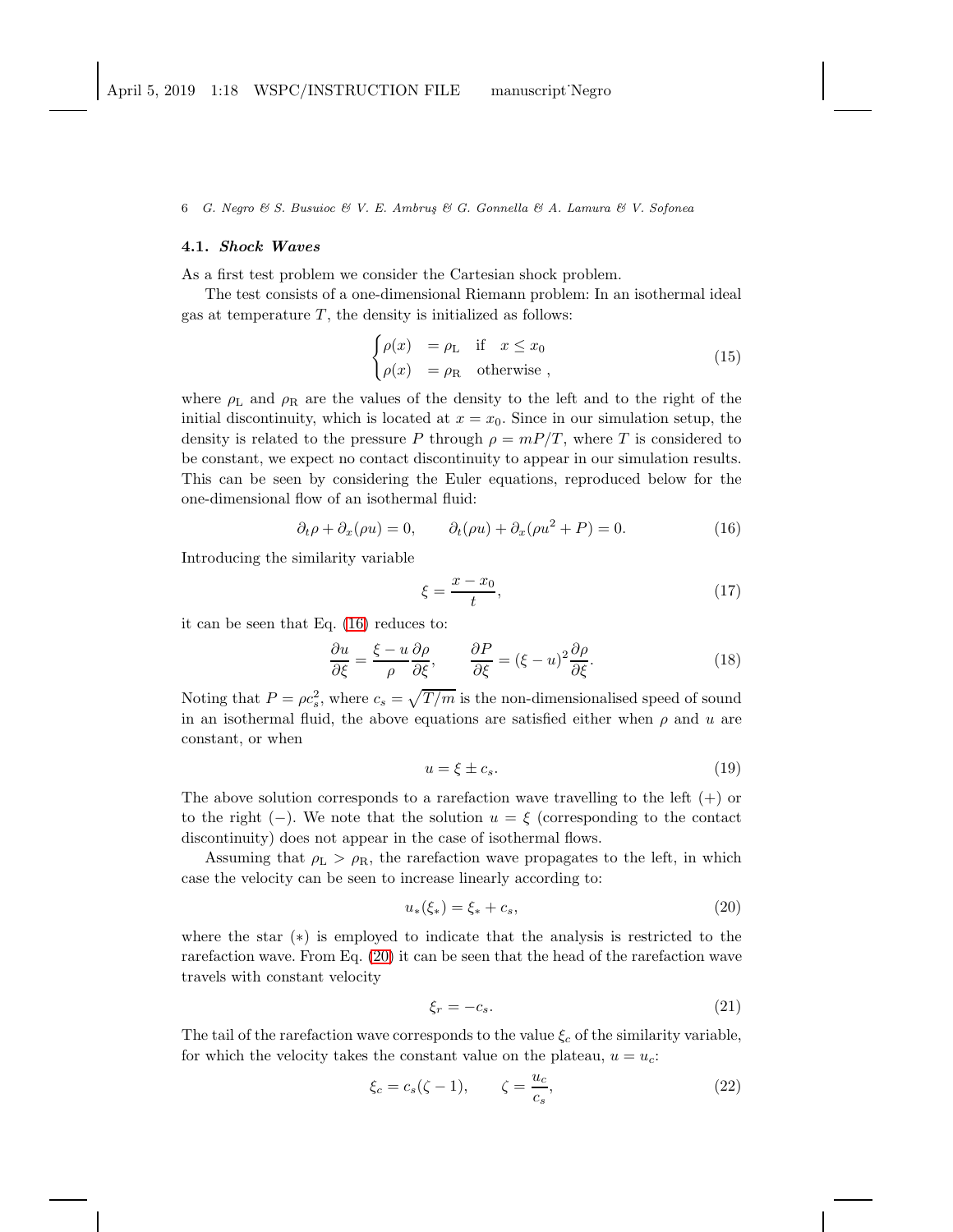### 4.1. *Shock Waves*

As a first test problem we consider the Cartesian shock problem.

The test consists of a one-dimensional Riemann problem: In an isothermal ideal gas at temperature $T$, the density is initialized as follows:

$$
\begin{cases}
\rho(x) & = \rho_{\rm L} \quad \text{if} \quad x \le x_0 \\
\rho(x) & = \rho_{\rm R} \quad \text{otherwise} \;,
\end{cases}
\tag{15}
$$

where $\rho_{\rm L}$ and $\rho_{\rm R}$ are the values of the density to the left and to the right of the initial discontinuity, which is located at $x = x_0$. Since in our simulation setup, the density is related to the pressure $P$ through $\rho = mP/T$, where $T$ is considered to be constant, we expect no contact discontinuity to appear in our simulation results. This can be seen by considering the Euler equations, reproduced below for the one-dimensional flow of an isothermal fluid:

$$
\partial_t \rho + \partial_x(\rho u) = 0, \qquad \partial_t(\rho u) + \partial_x(\rho u^2 + P) = 0. \tag{16}
$$

Introducing the similarity variable

$$
\xi = \frac{x - x_0}{t}, \tag{17}
$$

it can be seen that Eq. (16) reduces to:

$$
\frac{\partial u}{\partial \xi} = \frac{\xi - u}{\rho} \frac{\partial \rho}{\partial \xi}, \qquad \frac{\partial P}{\partial \xi} = (\xi - u)^2 \frac{\partial \rho}{\partial \xi}. \tag{18}
$$

Noting that $P = \rho c_s^2$, where $c_s = \sqrt{T/m}$ is the non-dimensionalised speed of sound in an isothermal fluid, the above equations are satisfied either when $\rho$ and $u$ are constant, or when

$$
u = \xi \pm c_s. \tag{19}
$$

The above solution corresponds to a rarefaction wave travelling to the left (+) or to the right (−). We note that the solution $u = \xi$ (corresponding to the contact discontinuity) does not appear in the case of isothermal flows.

Assuming that $\rho_{\rm L} > \rho_{\rm R}$, the rarefaction wave propagates to the left, in which case the velocity can be seen to increase linearly according to:

$$
u_*(\xi_*) = \xi_* + c_s, \tag{20}
$$

where the star (∗) is employed to indicate that the analysis is restricted to the rarefaction wave. From Eq. (20) it can be seen that the head of the rarefaction wave travels with constant velocity

$$
\xi_r = -c_s. \tag{21}
$$

The tail of the rarefaction wave corresponds to the value $\xi_c$ of the similarity variable, for which the velocity takes the constant value on the plateau, $u = u_c$:

$$
\xi_c = c_s(\zeta - 1), \qquad \zeta = \frac{u_c}{c_s}, \tag{22}
$$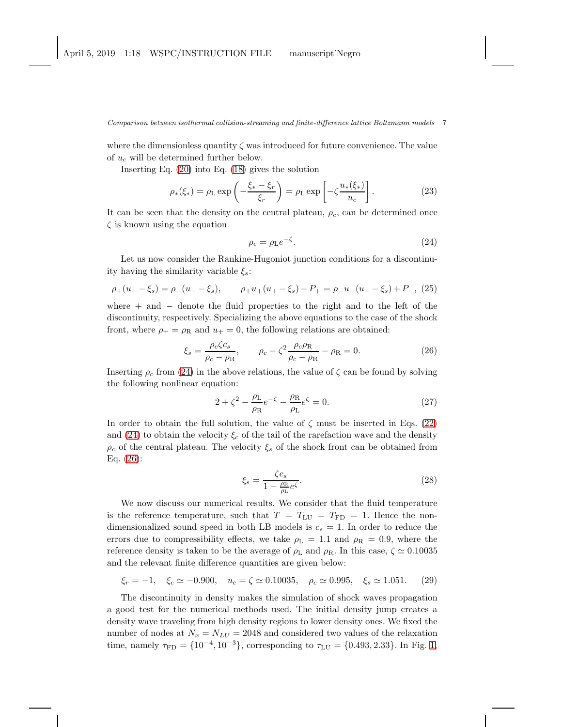where the dimensionless quantity $\zeta$ was introduced for future convenience. The value of $u_c$ will be determined further below.

Inserting Eq. (20) into Eq. (18) gives the solution

$$\rho_*(\xi_*) = \rho_{\rm L} \exp\left(-\frac{\xi_* - \xi_r}{\xi_r}\right) = \rho_{\rm L} \exp\left[-\zeta \frac{u_*(\xi_*)}{u_c}\right]. \tag{23}$$

It can be seen that the density on the central plateau, $\rho_c$, can be determined once $\zeta$ is known using the equation

$$\rho_c = \rho_{\rm L} e^{-\zeta}. \tag{24}$$

Let us now consider the Rankine-Hugoniot junction conditions for a discontinuity having the similarity variable $\xi_s$:

$$\rho_+(u_+ - \xi_s) = \rho_-(u_- - \xi_s), \qquad \rho_+ u_+(u_+ - \xi_s) + P_+ = \rho_- u_-(u_- - \xi_s) + P_-, \tag{25}$$

where $+$ and $-$ denote the fluid properties to the right and to the left of the discontinuity, respectively. Specializing the above equations to the case of the shock front, where $\rho_+ = \rho_{\rm R}$ and $u_+ = 0$, the following relations are obtained:

$$\xi_s = \frac{\rho_c \zeta c_s}{\rho_c - \rho_{\rm R}}, \qquad \rho_c - \zeta^2 \frac{\rho_c \rho_{\rm R}}{\rho_c - \rho_{\rm R}} - \rho_{\rm R} = 0. \tag{26}$$

Inserting $\rho_c$ from (24) in the above relations, the value of $\zeta$ can be found by solving the following nonlinear equation:

$$2 + \zeta^2 - \frac{\rho_{\rm L}}{\rho_{\rm R}} e^{-\zeta} - \frac{\rho_{\rm R}}{\rho_{\rm L}} e^{\zeta} = 0. \tag{27}$$

In order to obtain the full solution, the value of $\zeta$ must be inserted in Eqs. (22) and (24) to obtain the velocity $\xi_c$ of the tail of the rarefaction wave and the density $\rho_c$ of the central plateau. The velocity $\xi_s$ of the shock front can be obtained from Eq. (26):

$$\xi_s = \frac{\zeta c_s}{1 - \frac{\rho_{\rm R}}{\rho_{\rm L}} e^{\zeta}}. \tag{28}$$

We now discuss our numerical results. We consider that the fluid temperature is the reference temperature, such that $T = T_{\rm LU} = T_{\rm FD} = 1$. Hence the non-dimensionalized sound speed in both LB models is $c_s = 1$. In order to reduce the errors due to compressibility effects, we take $\rho_{\rm L} = 1.1$ and $\rho_{\rm R} = 0.9$, where the reference density is taken to be the average of $\rho_{\rm L}$ and $\rho_{\rm R}$. In this case, $\zeta \simeq 0.10035$ and the relevant finite difference quantities are given below:

$$\xi_r = -1, \quad \xi_c \simeq -0.900, \quad u_c = \zeta \simeq 0.10035, \quad \rho_c \simeq 0.995, \quad \xi_s \simeq 1.051. \tag{29}$$

The discontinuity in density makes the simulation of shock waves propagation a good test for the numerical methods used. The initial density jump creates a density wave traveling from high density regions to lower density ones. We fixed the number of nodes at $N_x = N_{LU} = 2048$ and considered two values of the relaxation time, namely $\tau_{\rm FD} = \{10^{-4}, 10^{-3}\}$, corresponding to $\tau_{\rm LU} = \{0.493, 2.33\}$. In Fig. 1,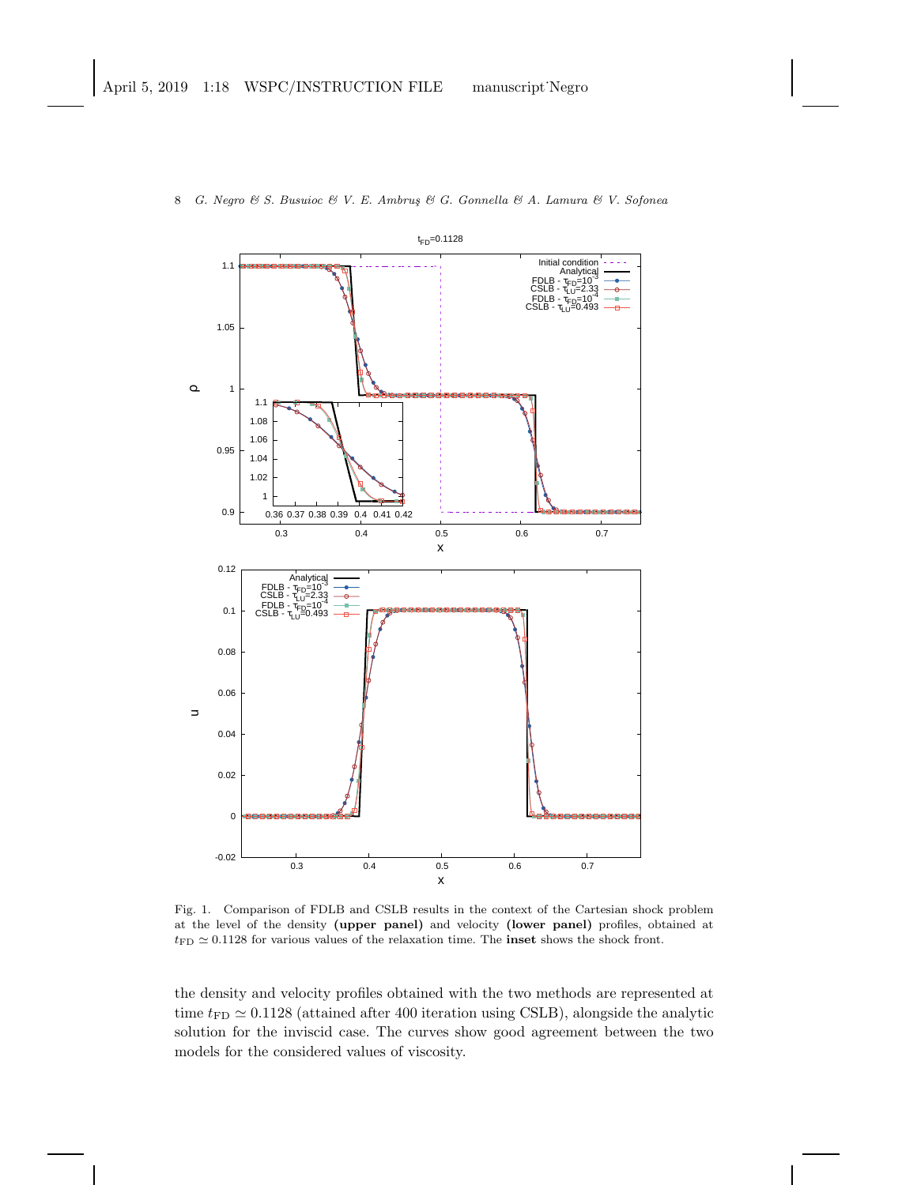Fig. 1. Comparison of FDLB and CSLB results in the context of the Cartesian shock problem at the level of the density **(upper panel)** and velocity **(lower panel)** profiles, obtained at $t_{\rm FD} \simeq 0.1128$ for various values of the relaxation time. The **inset** shows the shock front.

the density and velocity profiles obtained with the two methods are represented at time $t_{\rm FD} \simeq 0.1128$ (attained after 400 iteration using CSLB), alongside the analytic solution for the inviscid case. The curves show good agreement between the two models for the considered values of viscosity.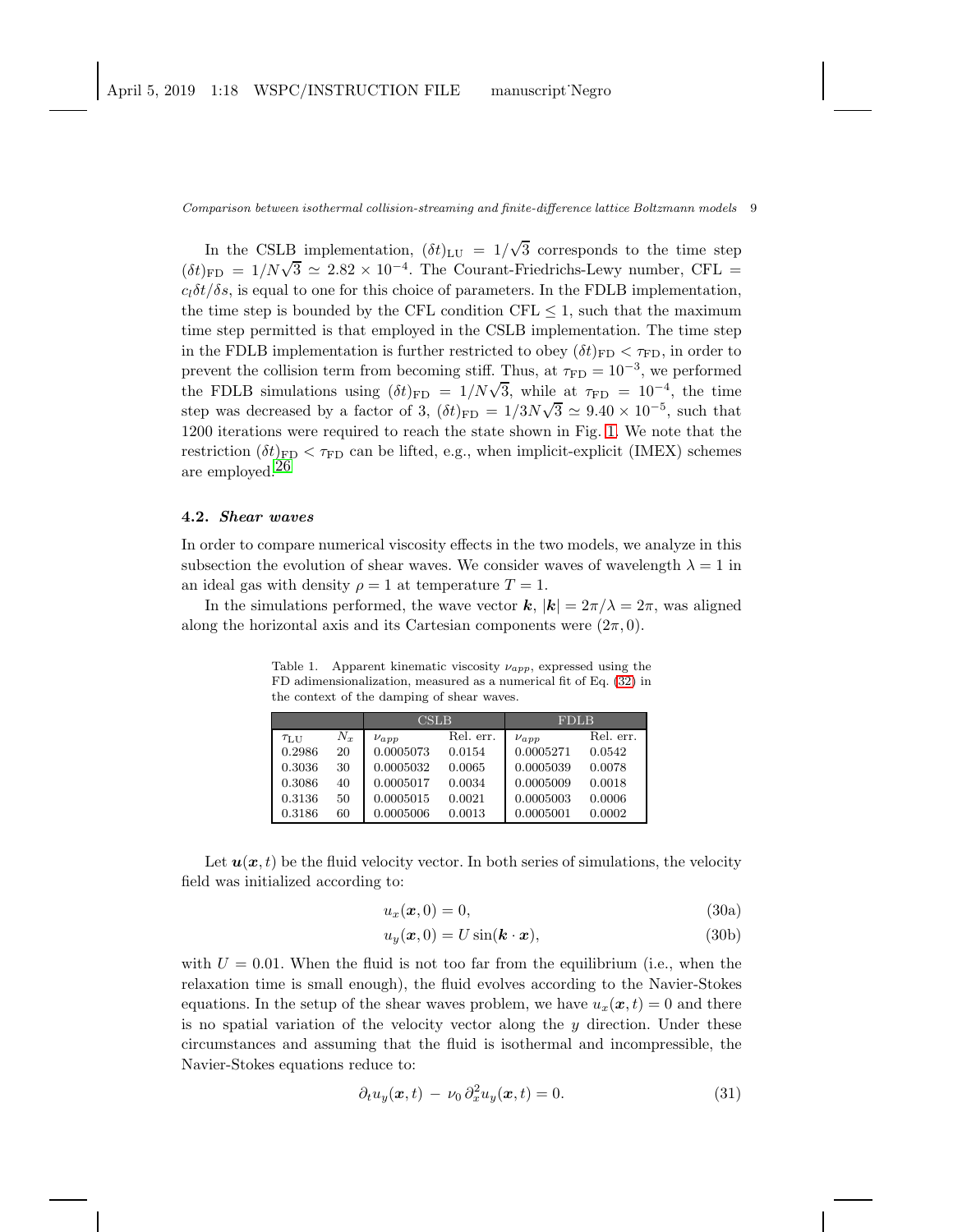In the CSLB implementation, $(\delta t)_{\rm LU} = 1/\sqrt{3}$ corresponds to the time step $(\delta t)_{\rm FD} = 1/N\sqrt{3} \simeq 2.82 \times 10^{-4}$. The Courant-Friedrichs-Lewy number, CFL $= c_l \delta t/\delta s$, is equal to one for this choice of parameters. In the FDLB implementation, the time step is bounded by the CFL condition CFL $\le 1$, such that the maximum time step permitted is that employed in the CSLB implementation. The time step in the FDLB implementation is further restricted to obey $(\delta t)_{\rm FD} < \tau_{\rm FD}$, in order to prevent the collision term from becoming stiff. Thus, at $\tau_{\rm FD} = 10^{-3}$, we performed the FDLB simulations using $(\delta t)_{\rm FD} = 1/N\sqrt{3}$, while at $\tau_{\rm FD} = 10^{-4}$, the time step was decreased by a factor of 3, $(\delta t)_{\rm FD} = 1/3N\sqrt{3} \simeq 9.40 \times 10^{-5}$, such that 1200 iterations were required to reach the state shown in Fig. 1. We note that the restriction $(\delta t)_{\rm FD} < \tau_{\rm FD}$ can be lifted, e.g., when implicit-explicit (IMEX) schemes are employed.[26]

### 4.2. *Shear waves*

In order to compare numerical viscosity effects in the two models, we analyze in this subsection the evolution of shear waves. We consider waves of wavelength $\lambda = 1$ in an ideal gas with density $\rho = 1$ at temperature $T = 1$.

In the simulations performed, the wave vector $\boldsymbol{k}$, $|\boldsymbol{k}| = 2\pi/\lambda = 2\pi$, was aligned along the horizontal axis and its Cartesian components were $(2\pi, 0)$.

Table 1. Apparent kinematic viscosity $\nu_{app}$, expressed using the FD adimensionalization, measured as a numerical fit of Eq. (32) in the context of the damping of shear waves.

| | | CSLB | | FDLB | |
|---|---|---|---|---|---|
| $\tau_{\rm LU}$ | $N_x$ | $\nu_{app}$ | Rel. err. | $\nu_{app}$ | Rel. err. |
| 0.2986 | 20 | 0.0005073 | 0.0154 | 0.0005271 | 0.0542 |
| 0.3036 | 30 | 0.0005032 | 0.0065 | 0.0005039 | 0.0078 |
| 0.3086 | 40 | 0.0005017 | 0.0034 | 0.0005009 | 0.0018 |
| 0.3136 | 50 | 0.0005015 | 0.0021 | 0.0005003 | 0.0006 |
| 0.3186 | 60 | 0.0005006 | 0.0013 | 0.0005001 | 0.0002 |

Let $\boldsymbol{u}(\boldsymbol{x}, t)$ be the fluid velocity vector. In both series of simulations, the velocity field was initialized according to:

$$u_x(\boldsymbol{x}, 0) = 0, \tag{30a}$$

$$u_y(\boldsymbol{x}, 0) = U \sin(\boldsymbol{k} \cdot \boldsymbol{x}), \tag{30b}$$

with $U = 0.01$. When the fluid is not too far from the equilibrium (i.e., when the relaxation time is small enough), the fluid evolves according to the Navier-Stokes equations. In the setup of the shear waves problem, we have $u_x(\boldsymbol{x}, t) = 0$ and there is no spatial variation of the velocity vector along the $y$ direction. Under these circumstances and assuming that the fluid is isothermal and incompressible, the Navier-Stokes equations reduce to:

$$\partial_t u_y(\boldsymbol{x}, t) \,-\, \nu_0 \, \partial_x^2 u_y(\boldsymbol{x}, t) = 0. \tag{31}$$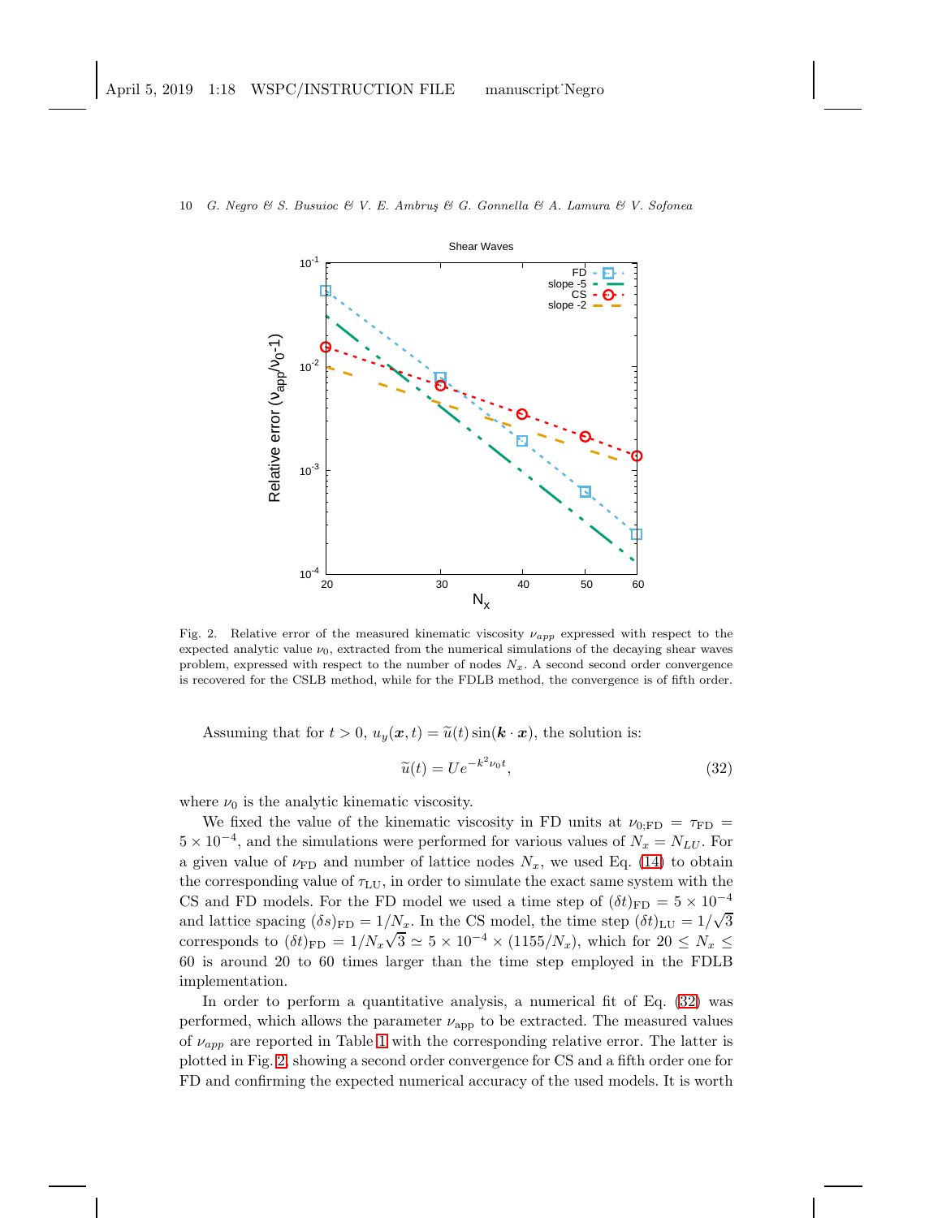Fig. 2. Relative error of the measured kinematic viscosity $\nu_{app}$ expressed with respect to the expected analytic value $\nu_0$, extracted from the numerical simulations of the decaying shear waves problem, expressed with respect to the number of nodes $N_x$. A second second order convergence is recovered for the CSLB method, while for the FDLB method, the convergence is of fifth order.

Assuming that for $t > 0$, $u_y(\boldsymbol{x}, t) = \widetilde{u}(t)\sin(\boldsymbol{k}\cdot\boldsymbol{x})$, the solution is:

$$\widetilde{u}(t) = U e^{-k^2 \nu_0 t}, \tag{32}$$

where $\nu_0$ is the analytic kinematic viscosity.

We fixed the value of the kinematic viscosity in FD units at $\nu_{0;\mathrm{FD}} = \tau_{\mathrm{FD}} = 5 \times 10^{-4}$, and the simulations were performed for various values of $N_x = N_{LU}$. For a given value of $\nu_{\mathrm{FD}}$ and number of lattice nodes $N_x$, we used Eq. (14) to obtain the corresponding value of $\tau_{\mathrm{LU}}$, in order to simulate the exact same system with the CS and FD models. For the FD model we used a time step of $(\delta t)_{\mathrm{FD}} = 5 \times 10^{-4}$ and lattice spacing $(\delta s)_{\mathrm{FD}} = 1/N_x$. In the CS model, the time step $(\delta t)_{\mathrm{LU}} = 1/\sqrt{3}$ corresponds to $(\delta t)_{\mathrm{FD}} = 1/N_x\sqrt{3} \simeq 5 \times 10^{-4} \times (1155/N_x)$, which for $20 \le N_x \le 60$ is around 20 to 60 times larger than the time step employed in the FDLB implementation.

In order to perform a quantitative analysis, a numerical fit of Eq. (32) was performed, which allows the parameter $\nu_{\mathrm{app}}$ to be extracted. The measured values of $\nu_{app}$ are reported in Table 1 with the corresponding relative error. The latter is plotted in Fig. 2, showing a second order convergence for CS and a fifth order one for FD and confirming the expected numerical accuracy of the used models. It is worth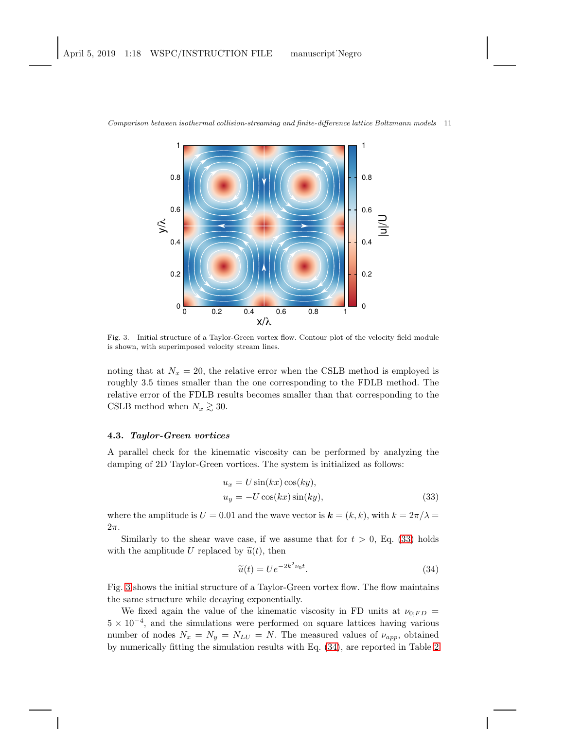Fig. 3. Initial structure of a Taylor-Green vortex flow. Contour plot of the velocity field module is shown, with superimposed velocity stream lines.

noting that at $N_x = 20$, the relative error when the CSLB method is employed is roughly 3.5 times smaller than the one corresponding to the FDLB method. The relative error of the FDLB results becomes smaller than that corresponding to the CSLB method when $N_x \gtrsim 30$.

### 4.3. *Taylor-Green vortices*

A parallel check for the kinematic viscosity can be performed by analyzing the damping of 2D Taylor-Green vortices. The system is initialized as follows:

$$
\begin{aligned}
u_x &= U \sin(kx) \cos(ky), \\
u_y &= -U \cos(kx) \sin(ky),
\end{aligned}
\tag{33}
$$

where the amplitude is $U = 0.01$ and the wave vector is $\boldsymbol{k} = (k, k)$, with $k = 2\pi/\lambda = 2\pi$.

Similarly to the shear wave case, if we assume that for $t > 0$, Eq. (33) holds with the amplitude $U$ replaced by $\widetilde{u}(t)$, then

$$
\widetilde{u}(t) = U e^{-2k^2 \nu_0 t}. \tag{34}
$$

Fig. 3 shows the initial structure of a Taylor-Green vortex flow. The flow maintains the same structure while decaying exponentially.

We fixed again the value of the kinematic viscosity in FD units at $\nu_{0;FD} = 5 \times 10^{-4}$, and the simulations were performed on square lattices having various number of nodes $N_x = N_y = N_{LU} = N$. The measured values of $\nu_{app}$, obtained by numerically fitting the simulation results with Eq. (34), are reported in Table 2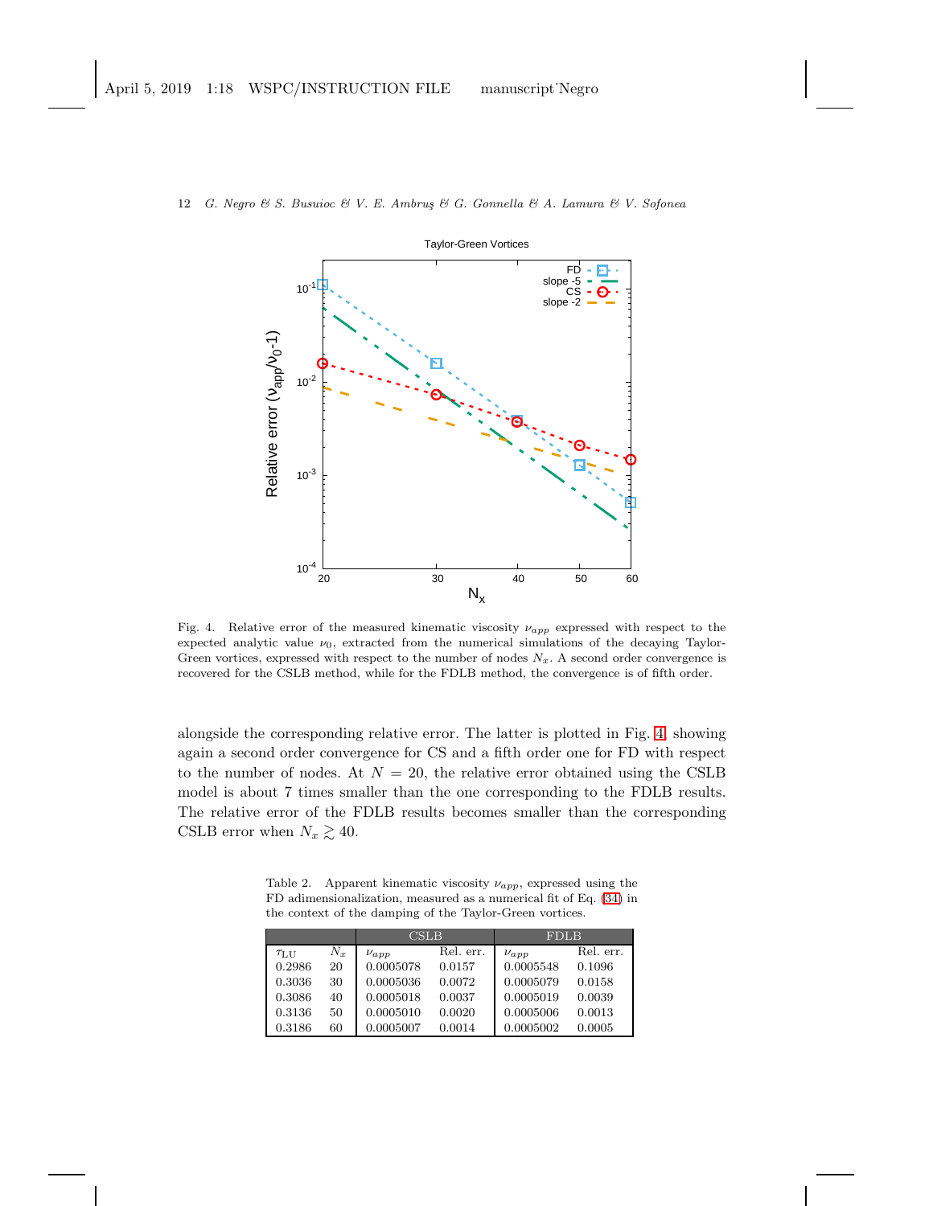Fig. 4. Relative error of the measured kinematic viscosity $\nu_{app}$ expressed with respect to the expected analytic value $\nu_0$, extracted from the numerical simulations of the decaying Taylor-Green vortices, expressed with respect to the number of nodes $N_x$. A second order convergence is recovered for the CSLB method, while for the FDLB method, the convergence is of fifth order.

alongside the corresponding relative error. The latter is plotted in Fig. 4, showing again a second order convergence for CS and a fifth order one for FD with respect to the number of nodes. At $N = 20$, the relative error obtained using the CSLB model is about 7 times smaller than the one corresponding to the FDLB results. The relative error of the FDLB results becomes smaller than the corresponding CSLB error when $N_x \gtrsim 40$.

Table 2. Apparent kinematic viscosity $\nu_{app}$, expressed using the FD adimensionalization, measured as a numerical fit of Eq. (34) in the context of the damping of the Taylor-Green vortices.

| | | CSLB | | FDLB | |
|---|---|---|---|---|---|
| $\tau_{\rm LU}$ | $N_x$ | $\nu_{app}$ | Rel. err. | $\nu_{app}$ | Rel. err. |
| 0.2986 | 20 | 0.0005078 | 0.0157 | 0.0005548 | 0.1096 |
| 0.3036 | 30 | 0.0005036 | 0.0072 | 0.0005079 | 0.0158 |
| 0.3086 | 40 | 0.0005018 | 0.0037 | 0.0005019 | 0.0039 |
| 0.3136 | 50 | 0.0005010 | 0.0020 | 0.0005006 | 0.0013 |
| 0.3186 | 60 | 0.0005007 | 0.0014 | 0.0005002 | 0.0005 |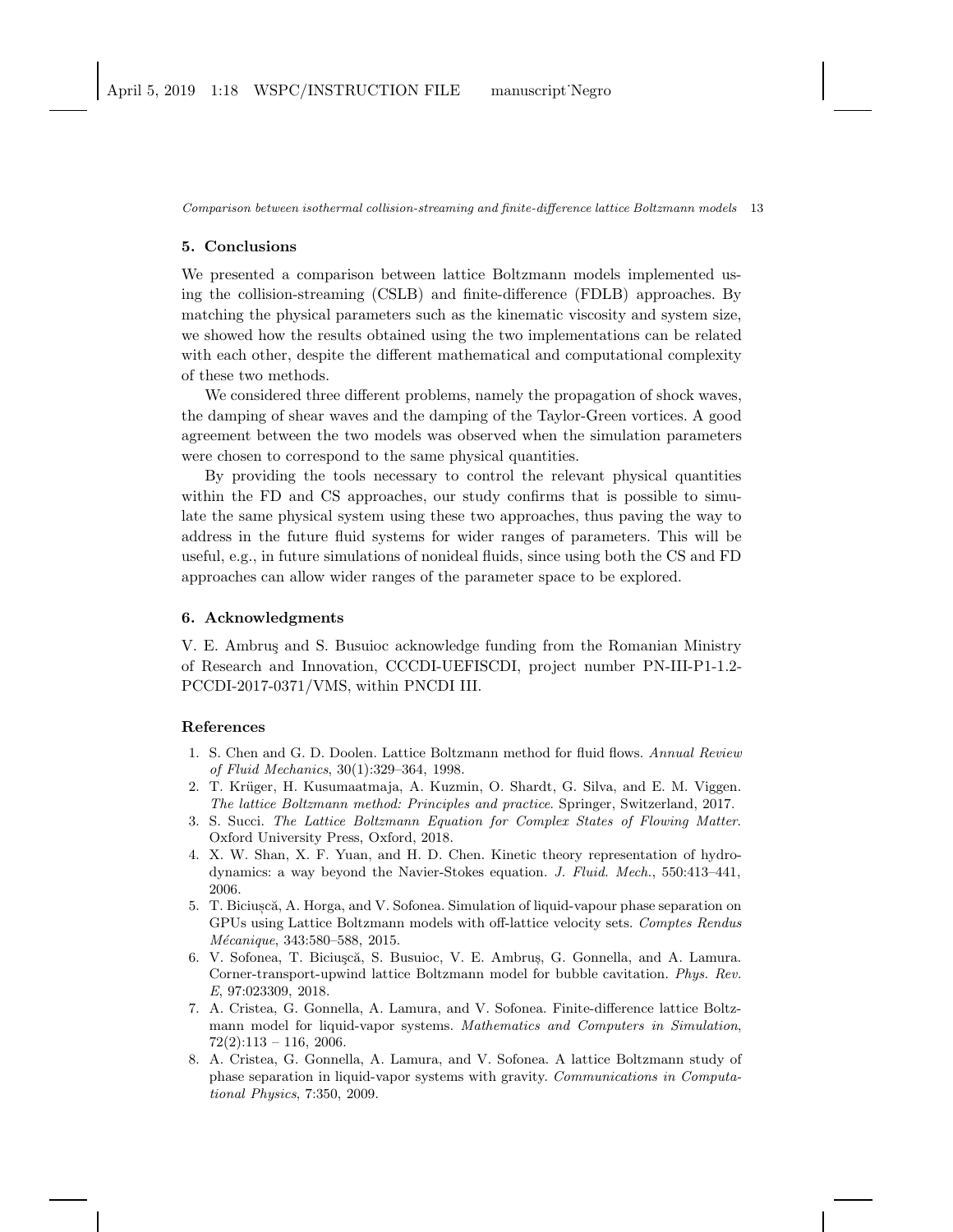## 5. Conclusions

We presented a comparison between lattice Boltzmann models implemented using the collision-streaming (CSLB) and finite-difference (FDLB) approaches. By matching the physical parameters such as the kinematic viscosity and system size, we showed how the results obtained using the two implementations can be related with each other, despite the different mathematical and computational complexity of these two methods.

We considered three different problems, namely the propagation of shock waves, the damping of shear waves and the damping of the Taylor-Green vortices. A good agreement between the two models was observed when the simulation parameters were chosen to correspond to the same physical quantities.

By providing the tools necessary to control the relevant physical quantities within the FD and CS approaches, our study confirms that is possible to simulate the same physical system using these two approaches, thus paving the way to address in the future fluid systems for wider ranges of parameters. This will be useful, e.g., in future simulations of nonideal fluids, since using both the CS and FD approaches can allow wider ranges of the parameter space to be explored.

## 6. Acknowledgments

V. E. Ambruş and S. Busuioc acknowledge funding from the Romanian Ministry of Research and Innovation, CCCDI-UEFISCDI, project number PN-III-P1-1.2-PCCDI-2017-0371/VMS, within PNCDI III.

## References

1. S. Chen and G. D. Doolen. Lattice Boltzmann method for fluid flows. *Annual Review of Fluid Mechanics*, 30(1):329–364, 1998.
2. T. Krüger, H. Kusumaatmaja, A. Kuzmin, O. Shardt, G. Silva, and E. M. Viggen. *The lattice Boltzmann method: Principles and practice*. Springer, Switzerland, 2017.
3. S. Succi. *The Lattice Boltzmann Equation for Complex States of Flowing Matter*. Oxford University Press, Oxford, 2018.
4. X. W. Shan, X. F. Yuan, and H. D. Chen. Kinetic theory representation of hydrodynamics: a way beyond the Navier-Stokes equation. *J. Fluid. Mech.*, 550:413–441, 2006.
5. T. Biciușcă, A. Horga, and V. Sofonea. Simulation of liquid-vapour phase separation on GPUs using Lattice Boltzmann models with off-lattice velocity sets. *Comptes Rendus Mécanique*, 343:580–588, 2015.
6. V. Sofonea, T. Biciuşcă, S. Busuioc, V. E. Ambruș, G. Gonnella, and A. Lamura. Corner-transport-upwind lattice Boltzmann model for bubble cavitation. *Phys. Rev. E*, 97:023309, 2018.
7. A. Cristea, G. Gonnella, A. Lamura, and V. Sofonea. Finite-difference lattice Boltzmann model for liquid-vapor systems. *Mathematics and Computers in Simulation*, 72(2):113 – 116, 2006.
8. A. Cristea, G. Gonnella, A. Lamura, and V. Sofonea. A lattice Boltzmann study of phase separation in liquid-vapor systems with gravity. *Communications in Computational Physics*, 7:350, 2009.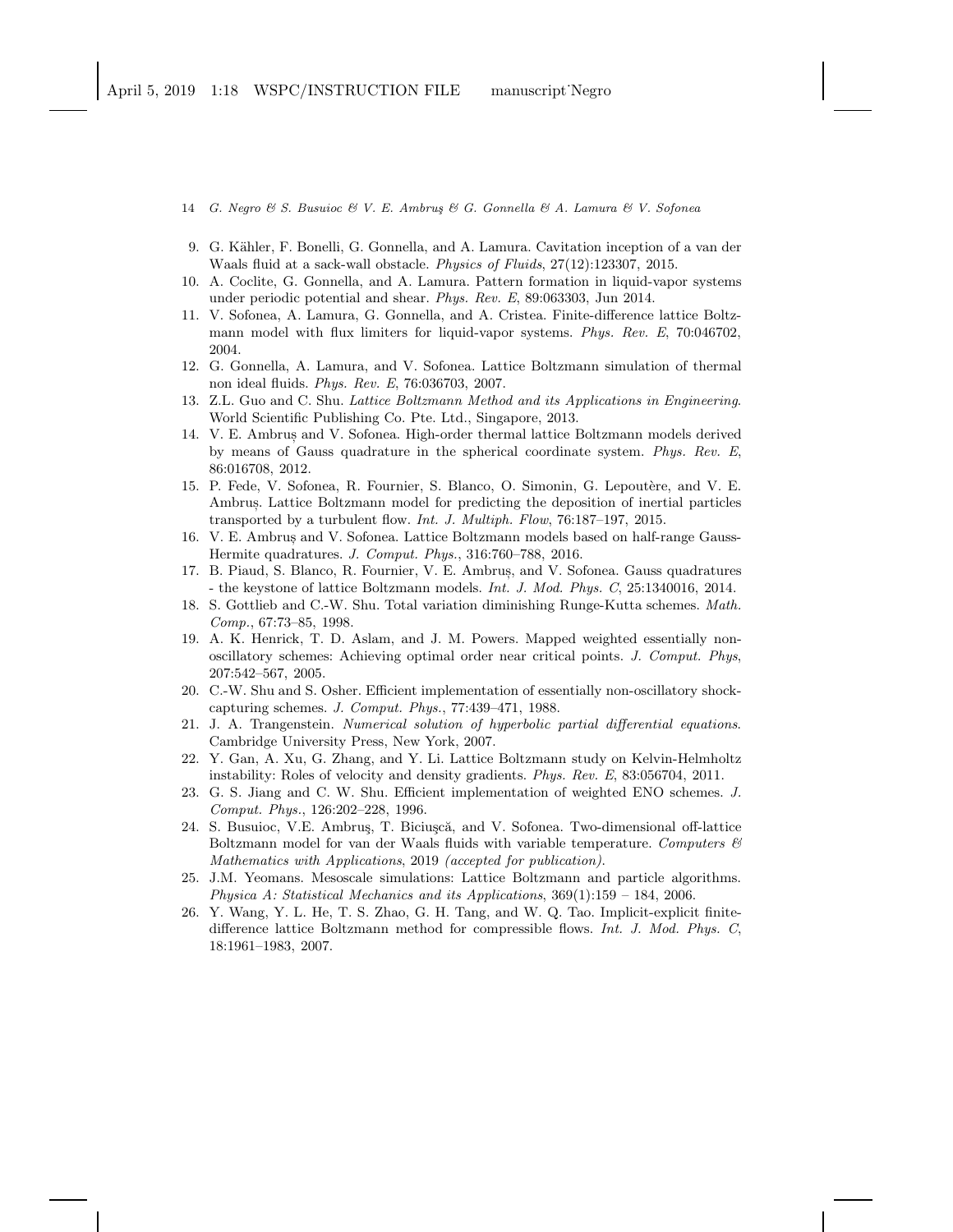9. G. Kähler, F. Bonelli, G. Gonnella, and A. Lamura. Cavitation inception of a van der Waals fluid at a sack-wall obstacle. *Physics of Fluids*, 27(12):123307, 2015.
10. A. Coclite, G. Gonnella, and A. Lamura. Pattern formation in liquid-vapor systems under periodic potential and shear. *Phys. Rev. E*, 89:063303, Jun 2014.
11. V. Sofonea, A. Lamura, G. Gonnella, and A. Cristea. Finite-difference lattice Boltzmann model with flux limiters for liquid-vapor systems. *Phys. Rev. E*, 70:046702, 2004.
12. G. Gonnella, A. Lamura, and V. Sofonea. Lattice Boltzmann simulation of thermal non ideal fluids. *Phys. Rev. E*, 76:036703, 2007.
13. Z.L. Guo and C. Shu. *Lattice Boltzmann Method and its Applications in Engineering*. World Scientific Publishing Co. Pte. Ltd., Singapore, 2013.
14. V. E. Ambruș and V. Sofonea. High-order thermal lattice Boltzmann models derived by means of Gauss quadrature in the spherical coordinate system. *Phys. Rev. E*, 86:016708, 2012.
15. P. Fede, V. Sofonea, R. Fournier, S. Blanco, O. Simonin, G. Lepoutère, and V. E. Ambruș. Lattice Boltzmann model for predicting the deposition of inertial particles transported by a turbulent flow. *Int. J. Multiph. Flow*, 76:187–197, 2015.
16. V. E. Ambruș and V. Sofonea. Lattice Boltzmann models based on half-range Gauss-Hermite quadratures. *J. Comput. Phys.*, 316:760–788, 2016.
17. B. Piaud, S. Blanco, R. Fournier, V. E. Ambruș, and V. Sofonea. Gauss quadratures - the keystone of lattice Boltzmann models. *Int. J. Mod. Phys. C*, 25:1340016, 2014.
18. S. Gottlieb and C.-W. Shu. Total variation diminishing Runge-Kutta schemes. *Math. Comp.*, 67:73–85, 1998.
19. A. K. Henrick, T. D. Aslam, and J. M. Powers. Mapped weighted essentially non-oscillatory schemes: Achieving optimal order near critical points. *J. Comput. Phys*, 207:542–567, 2005.
20. C.-W. Shu and S. Osher. Efficient implementation of essentially non-oscillatory shock-capturing schemes. *J. Comput. Phys.*, 77:439–471, 1988.
21. J. A. Trangenstein. *Numerical solution of hyperbolic partial differential equations*. Cambridge University Press, New York, 2007.
22. Y. Gan, A. Xu, G. Zhang, and Y. Li. Lattice Boltzmann study on Kelvin-Helmholtz instability: Roles of velocity and density gradients. *Phys. Rev. E*, 83:056704, 2011.
23. G. S. Jiang and C. W. Shu. Efficient implementation of weighted ENO schemes. *J. Comput. Phys.*, 126:202–228, 1996.
24. S. Busuioc, V.E. Ambruş, T. Biciuşcă, and V. Sofonea. Two-dimensional off-lattice Boltzmann model for van der Waals fluids with variable temperature. *Computers & Mathematics with Applications*, 2019 *(accepted for publication)*.
25. J.M. Yeomans. Mesoscale simulations: Lattice Boltzmann and particle algorithms. *Physica A: Statistical Mechanics and its Applications*, 369(1):159 – 184, 2006.
26. Y. Wang, Y. L. He, T. S. Zhao, G. H. Tang, and W. Q. Tao. Implicit-explicit finite-difference lattice Boltzmann method for compressible flows. *Int. J. Mod. Phys. C*, 18:1961–1983, 2007.